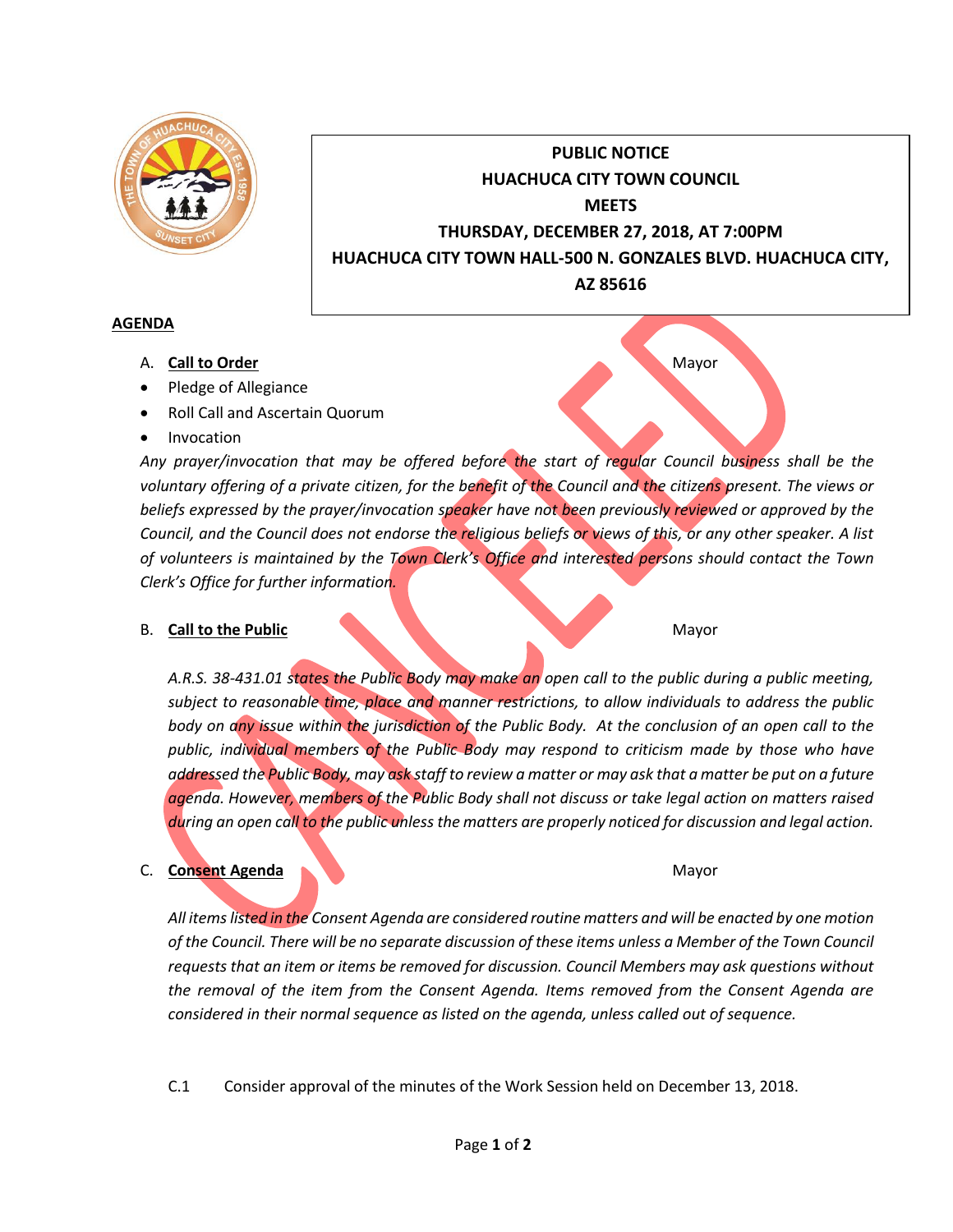**PUBLIC NOTICE**
**HUACHUCA CITY TOWN COUNCIL**
**MEETS**
**THURSDAY, DECEMBER 27, 2018, AT 7:00PM**
**HUACHUCA CITY TOWN HALL-500 N. GONZALES BLVD. HUACHUCA CITY, AZ 85616**

CANCELED

## AGENDA

A. **Call to Order** — Mayor

- Pledge of Allegiance
- Roll Call and Ascertain Quorum
- Invocation

*Any prayer/invocation that may be offered before the start of regular Council business shall be the voluntary offering of a private citizen, for the benefit of the Council and the citizens present. The views or beliefs expressed by the prayer/invocation speaker have not been previously reviewed or approved by the Council, and the Council does not endorse the religious beliefs or views of this, or any other speaker. A list of volunteers is maintained by the Town Clerk's Office and interested persons should contact the Town Clerk's Office for further information.*

B. **Call to the Public** — Mayor

*A.R.S. 38-431.01 states the Public Body may make an open call to the public during a public meeting, subject to reasonable time, place and manner restrictions, to allow individuals to address the public body on any issue within the jurisdiction of the Public Body. At the conclusion of an open call to the public, individual members of the Public Body may respond to criticism made by those who have addressed the Public Body, may ask staff to review a matter or may ask that a matter be put on a future agenda. However, members of the Public Body shall not discuss or take legal action on matters raised during an open call to the public unless the matters are properly noticed for discussion and legal action.*

C. **Consent Agenda** — Mayor

*All items listed in the Consent Agenda are considered routine matters and will be enacted by one motion of the Council. There will be no separate discussion of these items unless a Member of the Town Council requests that an item or items be removed for discussion. Council Members may ask questions without the removal of the item from the Consent Agenda. Items removed from the Consent Agenda are considered in their normal sequence as listed on the agenda, unless called out of sequence.*

C.1 Consider approval of the minutes of the Work Session held on December 13, 2018.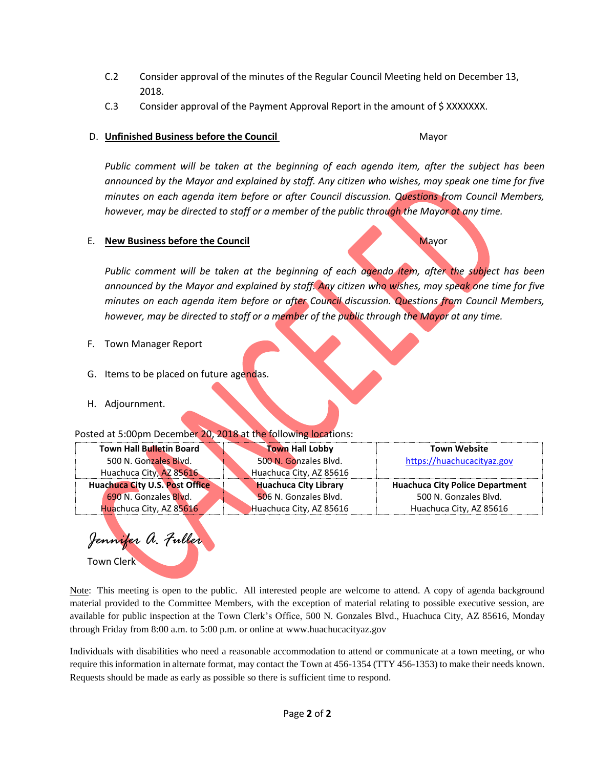C.2 Consider approval of the minutes of the Regular Council Meeting held on December 13, 2018.

C.3 Consider approval of the Payment Approval Report in the amount of $ XXXXXXX.

D. **Unfinished Business before the Council** Mayor

*Public comment will be taken at the beginning of each agenda item, after the subject has been announced by the Mayor and explained by staff. Any citizen who wishes, may speak one time for five minutes on each agenda item before or after Council discussion. Questions from Council Members, however, may be directed to staff or a member of the public through the Mayor at any time.*

E. **New Business before the Council** Mayor

*Public comment will be taken at the beginning of each agenda item, after the subject has been announced by the Mayor and explained by staff. Any citizen who wishes, may speak one time for five minutes on each agenda item before or after Council discussion. Questions from Council Members, however, may be directed to staff or a member of the public through the Mayor at any time.*

F. Town Manager Report

G. Items to be placed on future agendas.

H. Adjournment.

CANCELED

Posted at 5:00pm December 20, 2018 at the following locations:

| | | |
|---|---|---|
| **Town Hall Bulletin Board**<br>500 N. Gonzales Blvd.<br>Huachuca City, AZ 85616 | **Town Hall Lobby**<br>500 N. Gonzales Blvd.<br>Huachuca City, AZ 85616 | **Town Website**<br>https://huachucacityaz.gov |
| **Huachuca City U.S. Post Office**<br>690 N. Gonzales Blvd.<br>Huachuca City, AZ 85616 | **Huachuca City Library**<br>506 N. Gonzales Blvd.<br>Huachuca City, AZ 85616 | **Huachuca City Police Department**<br>500 N. Gonzales Blvd.<br>Huachuca City, AZ 85616 |

*Jennifer A. Fuller*

Town Clerk

Note: This meeting is open to the public. All interested people are welcome to attend. A copy of agenda background material provided to the Committee Members, with the exception of material relating to possible executive session, are available for public inspection at the Town Clerk's Office, 500 N. Gonzales Blvd., Huachuca City, AZ 85616, Monday through Friday from 8:00 a.m. to 5:00 p.m. or online at www.huachucacityaz.gov

Individuals with disabilities who need a reasonable accommodation to attend or communicate at a town meeting, or who require this information in alternate format, may contact the Town at 456-1354 (TTY 456-1353) to make their needs known. Requests should be made as early as possible so there is sufficient time to respond.